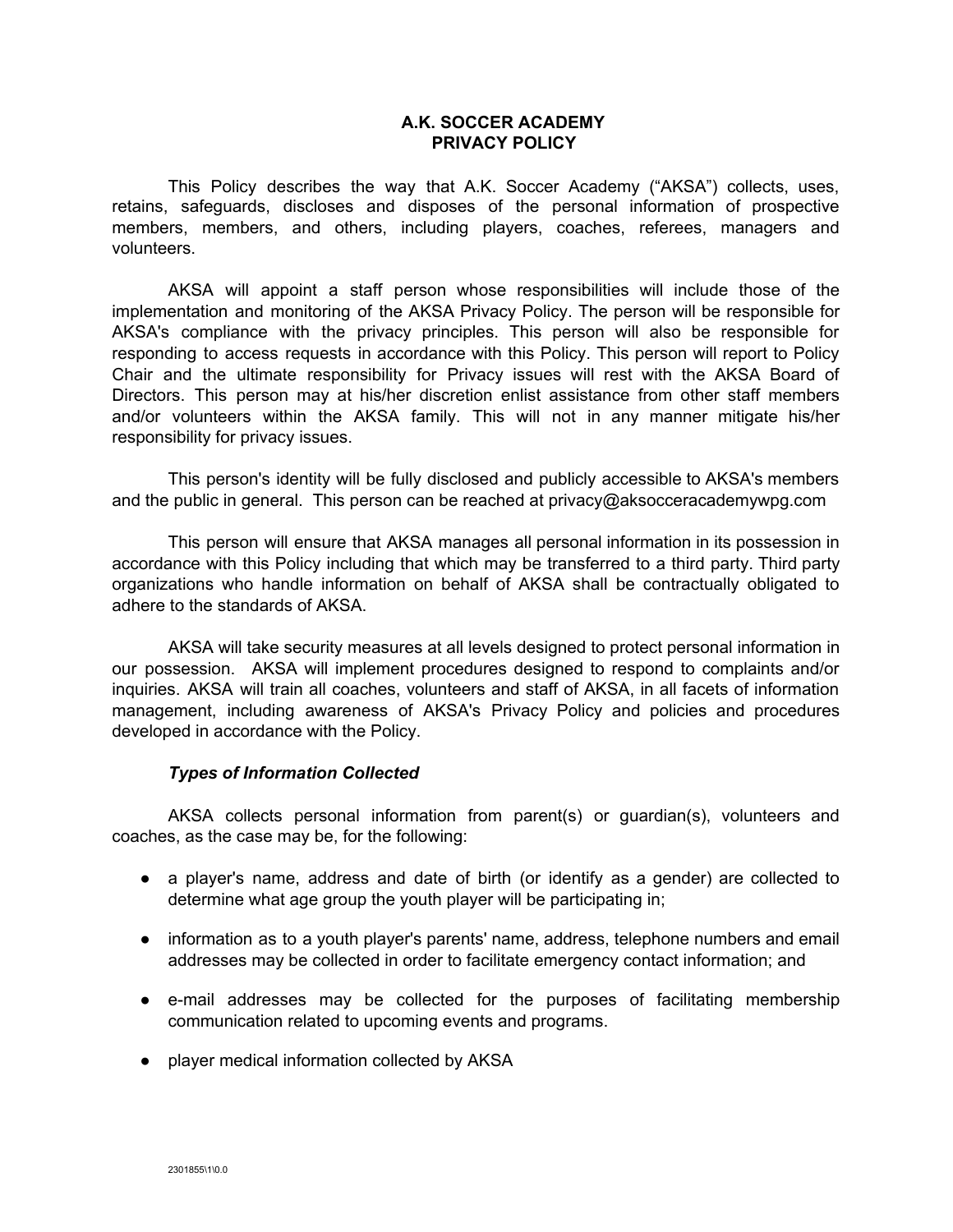# A.K. SOCCER ACADEMY
# PRIVACY POLICY

This Policy describes the way that A.K. Soccer Academy ("AKSA") collects, uses, retains, safeguards, discloses and disposes of the personal information of prospective members, members, and others, including players, coaches, referees, managers and volunteers.

AKSA will appoint a staff person whose responsibilities will include those of the implementation and monitoring of the AKSA Privacy Policy. The person will be responsible for AKSA's compliance with the privacy principles. This person will also be responsible for responding to access requests in accordance with this Policy. This person will report to Policy Chair and the ultimate responsibility for Privacy issues will rest with the AKSA Board of Directors. This person may at his/her discretion enlist assistance from other staff members and/or volunteers within the AKSA family. This will not in any manner mitigate his/her responsibility for privacy issues.

This person's identity will be fully disclosed and publicly accessible to AKSA's members and the public in general. This person can be reached at privacy@aksocceracademywpg.com

This person will ensure that AKSA manages all personal information in its possession in accordance with this Policy including that which may be transferred to a third party. Third party organizations who handle information on behalf of AKSA shall be contractually obligated to adhere to the standards of AKSA.

AKSA will take security measures at all levels designed to protect personal information in our possession. AKSA will implement procedures designed to respond to complaints and/or inquiries. AKSA will train all coaches, volunteers and staff of AKSA, in all facets of information management, including awareness of AKSA's Privacy Policy and policies and procedures developed in accordance with the Policy.

***Types of Information Collected***

AKSA collects personal information from parent(s) or guardian(s), volunteers and coaches, as the case may be, for the following:

- a player's name, address and date of birth (or identify as a gender) are collected to determine what age group the youth player will be participating in;
- information as to a youth player's parents' name, address, telephone numbers and email addresses may be collected in order to facilitate emergency contact information; and
- e-mail addresses may be collected for the purposes of facilitating membership communication related to upcoming events and programs.
- player medical information collected by AKSA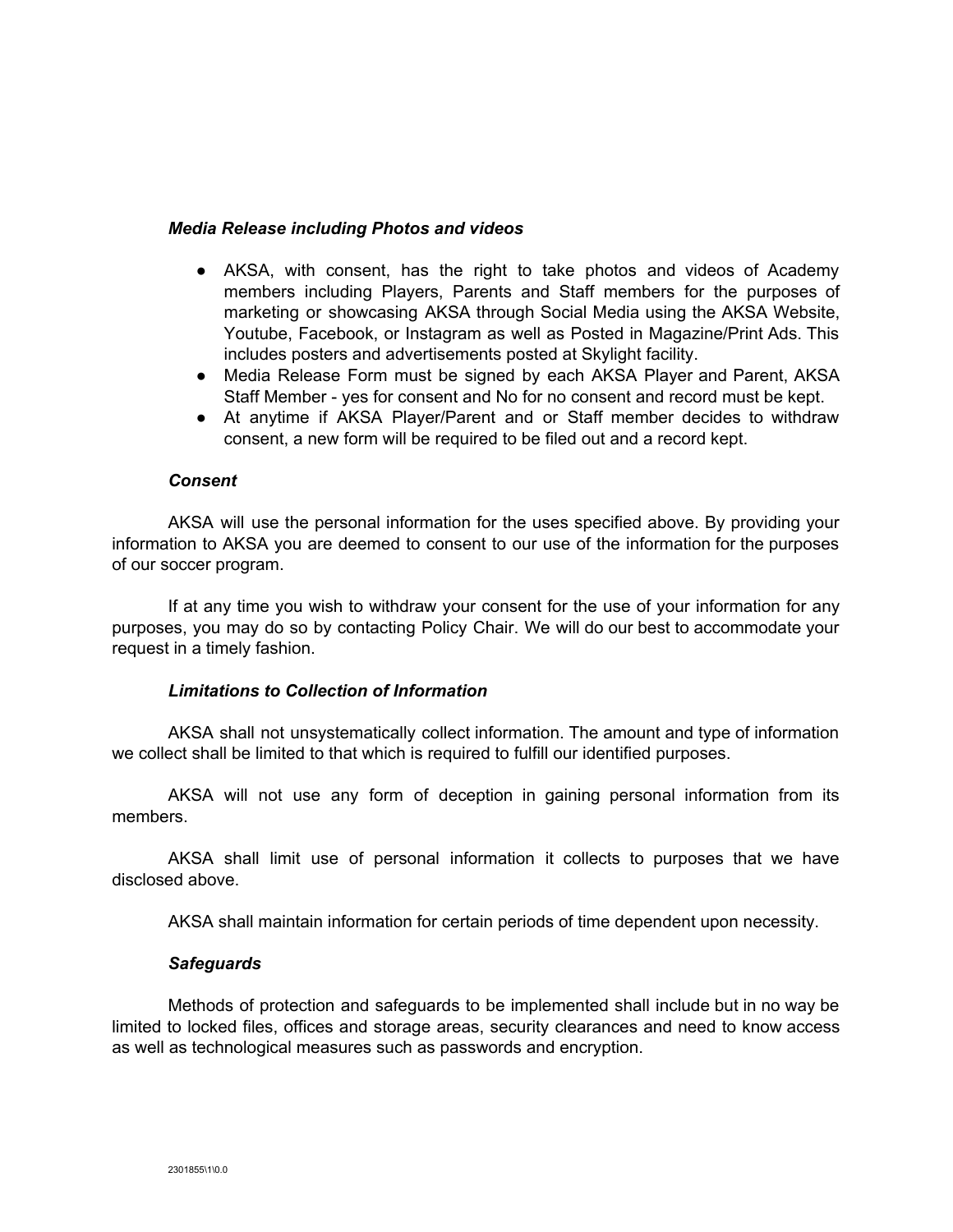### *Media Release including Photos and videos*

- AKSA, with consent, has the right to take photos and videos of Academy members including Players, Parents and Staff members for the purposes of marketing or showcasing AKSA through Social Media using the AKSA Website, Youtube, Facebook, or Instagram as well as Posted in Magazine/Print Ads. This includes posters and advertisements posted at Skylight facility.
- Media Release Form must be signed by each AKSA Player and Parent, AKSA Staff Member - yes for consent and No for no consent and record must be kept.
- At anytime if AKSA Player/Parent and or Staff member decides to withdraw consent, a new form will be required to be filed out and a record kept.

### *Consent*

AKSA will use the personal information for the uses specified above. By providing your information to AKSA you are deemed to consent to our use of the information for the purposes of our soccer program.

If at any time you wish to withdraw your consent for the use of your information for any purposes, you may do so by contacting Policy Chair. We will do our best to accommodate your request in a timely fashion.

### *Limitations to Collection of Information*

AKSA shall not unsystematically collect information. The amount and type of information we collect shall be limited to that which is required to fulfill our identified purposes.

AKSA will not use any form of deception in gaining personal information from its members.

AKSA shall limit use of personal information it collects to purposes that we have disclosed above.

AKSA shall maintain information for certain periods of time dependent upon necessity.

### *Safeguards*

Methods of protection and safeguards to be implemented shall include but in no way be limited to locked files, offices and storage areas, security clearances and need to know access as well as technological measures such as passwords and encryption.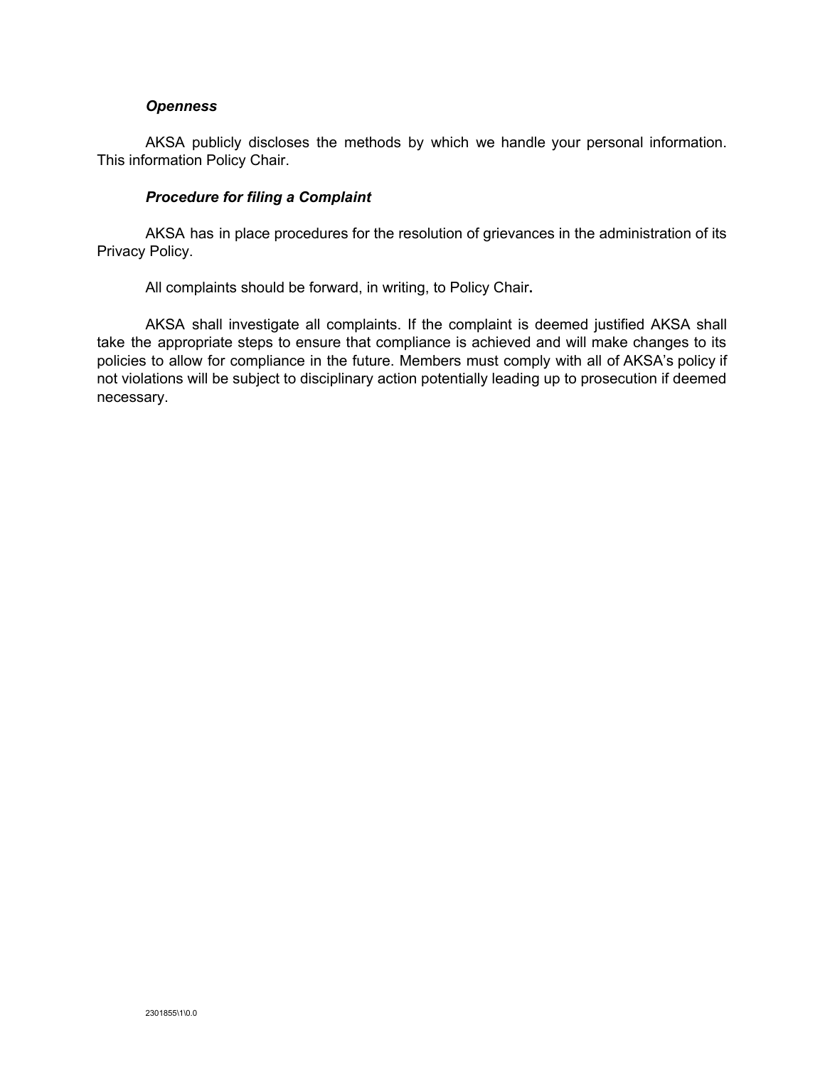***Openness***

AKSA publicly discloses the methods by which we handle your personal information. This information Policy Chair.

***Procedure for filing a Complaint***

AKSA has in place procedures for the resolution of grievances in the administration of its Privacy Policy.

All complaints should be forward, in writing, to Policy Chair**.**

AKSA shall investigate all complaints. If the complaint is deemed justified AKSA shall take the appropriate steps to ensure that compliance is achieved and will make changes to its policies to allow for compliance in the future. Members must comply with all of AKSA's policy if not violations will be subject to disciplinary action potentially leading up to prosecution if deemed necessary.

2301855\1\0.0